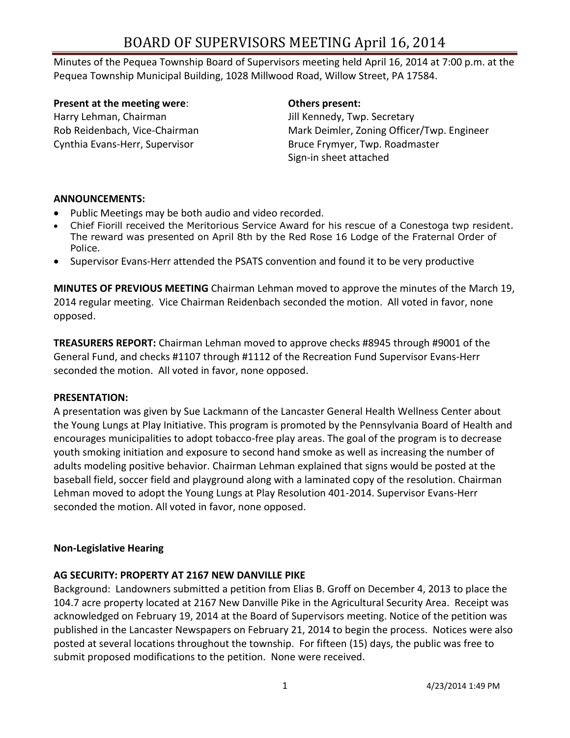# BOARD OF SUPERVISORS MEETING April 16, 2014

Minutes of the Pequea Township Board of Supervisors meeting held April 16, 2014 at 7:00 p.m. at the Pequea Township Municipal Building, 1028 Millwood Road, Willow Street, PA 17584.

**Present at the meeting were**:
Harry Lehman, Chairman
Rob Reidenbach, Vice-Chairman
Cynthia Evans-Herr, Supervisor

**Others present:**
Jill Kennedy, Twp. Secretary
Mark Deimler, Zoning Officer/Twp. Engineer
Bruce Frymyer, Twp. Roadmaster
Sign-in sheet attached

**ANNOUNCEMENTS:**

- Public Meetings may be both audio and video recorded.
- Chief Fiorill received the Meritorious Service Award for his rescue of a Conestoga twp resident. The reward was presented on April 8th by the Red Rose 16 Lodge of the Fraternal Order of Police.
- Supervisor Evans-Herr attended the PSATS convention and found it to be very productive

**MINUTES OF PREVIOUS MEETING** Chairman Lehman moved to approve the minutes of the March 19, 2014 regular meeting. Vice Chairman Reidenbach seconded the motion. All voted in favor, none opposed.

**TREASURERS REPORT:** Chairman Lehman moved to approve checks #8945 through #9001 of the General Fund, and checks #1107 through #1112 of the Recreation Fund Supervisor Evans-Herr seconded the motion. All voted in favor, none opposed.

**PRESENTATION:**
A presentation was given by Sue Lackmann of the Lancaster General Health Wellness Center about the Young Lungs at Play Initiative. This program is promoted by the Pennsylvania Board of Health and encourages municipalities to adopt tobacco-free play areas. The goal of the program is to decrease youth smoking initiation and exposure to second hand smoke as well as increasing the number of adults modeling positive behavior. Chairman Lehman explained that signs would be posted at the baseball field, soccer field and playground along with a laminated copy of the resolution. Chairman Lehman moved to adopt the Young Lungs at Play Resolution 401-2014. Supervisor Evans-Herr seconded the motion. All voted in favor, none opposed.

**Non-Legislative Hearing**

**AG SECURITY: PROPERTY AT 2167 NEW DANVILLE PIKE**
Background: Landowners submitted a petition from Elias B. Groff on December 4, 2013 to place the 104.7 acre property located at 2167 New Danville Pike in the Agricultural Security Area. Receipt was acknowledged on February 19, 2014 at the Board of Supervisors meeting. Notice of the petition was published in the Lancaster Newspapers on February 21, 2014 to begin the process. Notices were also posted at several locations throughout the township. For fifteen (15) days, the public was free to submit proposed modifications to the petition. None were received.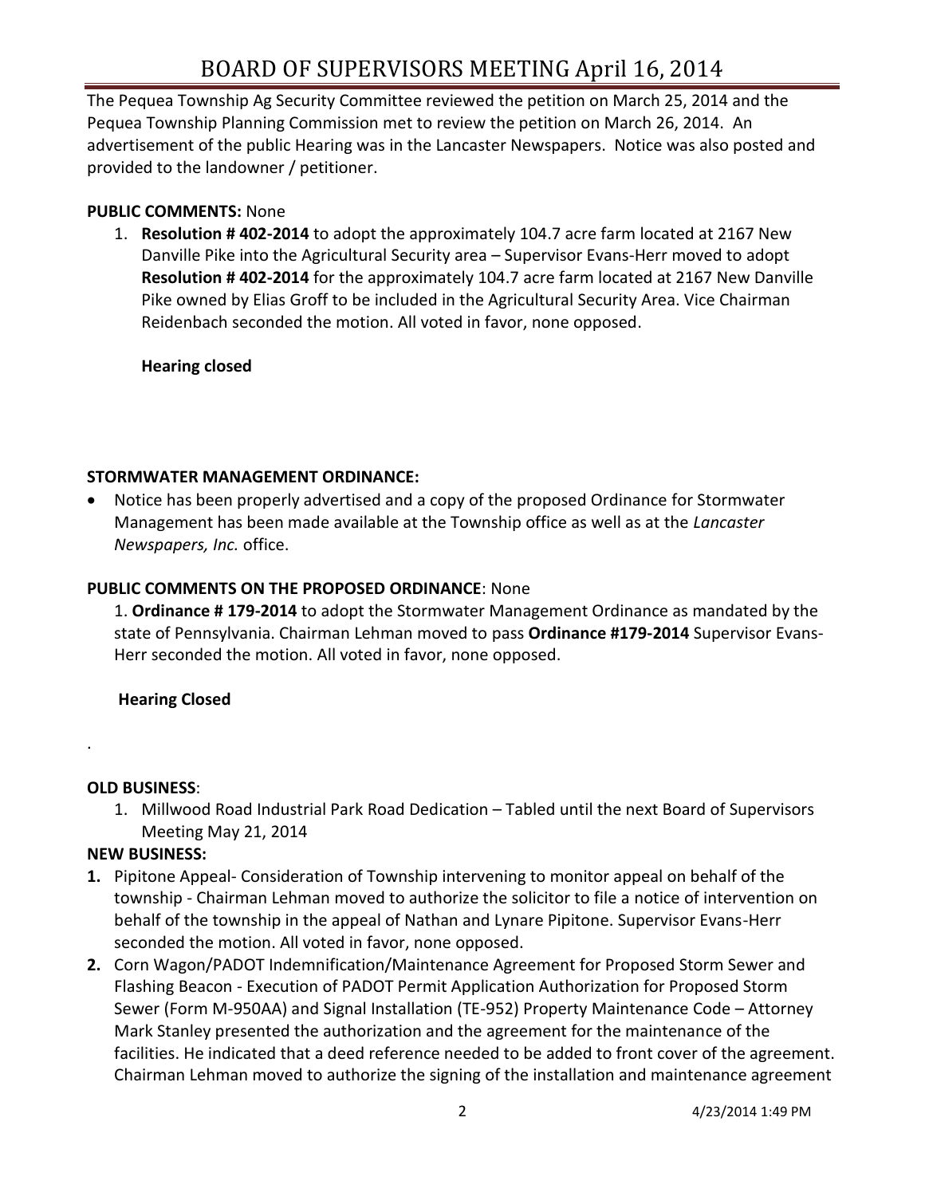The Pequea Township Ag Security Committee reviewed the petition on March 25, 2014 and the Pequea Township Planning Commission met to review the petition on March 26, 2014. An advertisement of the public Hearing was in the Lancaster Newspapers. Notice was also posted and provided to the landowner / petitioner.

**PUBLIC COMMENTS:** None

1. **Resolution # 402-2014** to adopt the approximately 104.7 acre farm located at 2167 New Danville Pike into the Agricultural Security area – Supervisor Evans-Herr moved to adopt **Resolution # 402-2014** for the approximately 104.7 acre farm located at 2167 New Danville Pike owned by Elias Groff to be included in the Agricultural Security Area. Vice Chairman Reidenbach seconded the motion. All voted in favor, none opposed.

   **Hearing closed**

**STORMWATER MANAGEMENT ORDINANCE:**

- Notice has been properly advertised and a copy of the proposed Ordinance for Stormwater Management has been made available at the Township office as well as at the *Lancaster Newspapers, Inc.* office.

**PUBLIC COMMENTS ON THE PROPOSED ORDINANCE**: None

1. **Ordinance # 179-2014** to adopt the Stormwater Management Ordinance as mandated by the state of Pennsylvania. Chairman Lehman moved to pass **Ordinance #179-2014** Supervisor Evans-Herr seconded the motion. All voted in favor, none opposed.

   **Hearing Closed**

.

**OLD BUSINESS**:

1. Millwood Road Industrial Park Road Dedication – Tabled until the next Board of Supervisors Meeting May 21, 2014

**NEW BUSINESS:**

1. Pipitone Appeal- Consideration of Township intervening to monitor appeal on behalf of the township - Chairman Lehman moved to authorize the solicitor to file a notice of intervention on behalf of the township in the appeal of Nathan and Lynare Pipitone. Supervisor Evans-Herr seconded the motion. All voted in favor, none opposed.
2. Corn Wagon/PADOT Indemnification/Maintenance Agreement for Proposed Storm Sewer and Flashing Beacon - Execution of PADOT Permit Application Authorization for Proposed Storm Sewer (Form M-950AA) and Signal Installation (TE-952) Property Maintenance Code – Attorney Mark Stanley presented the authorization and the agreement for the maintenance of the facilities. He indicated that a deed reference needed to be added to front cover of the agreement. Chairman Lehman moved to authorize the signing of the installation and maintenance agreement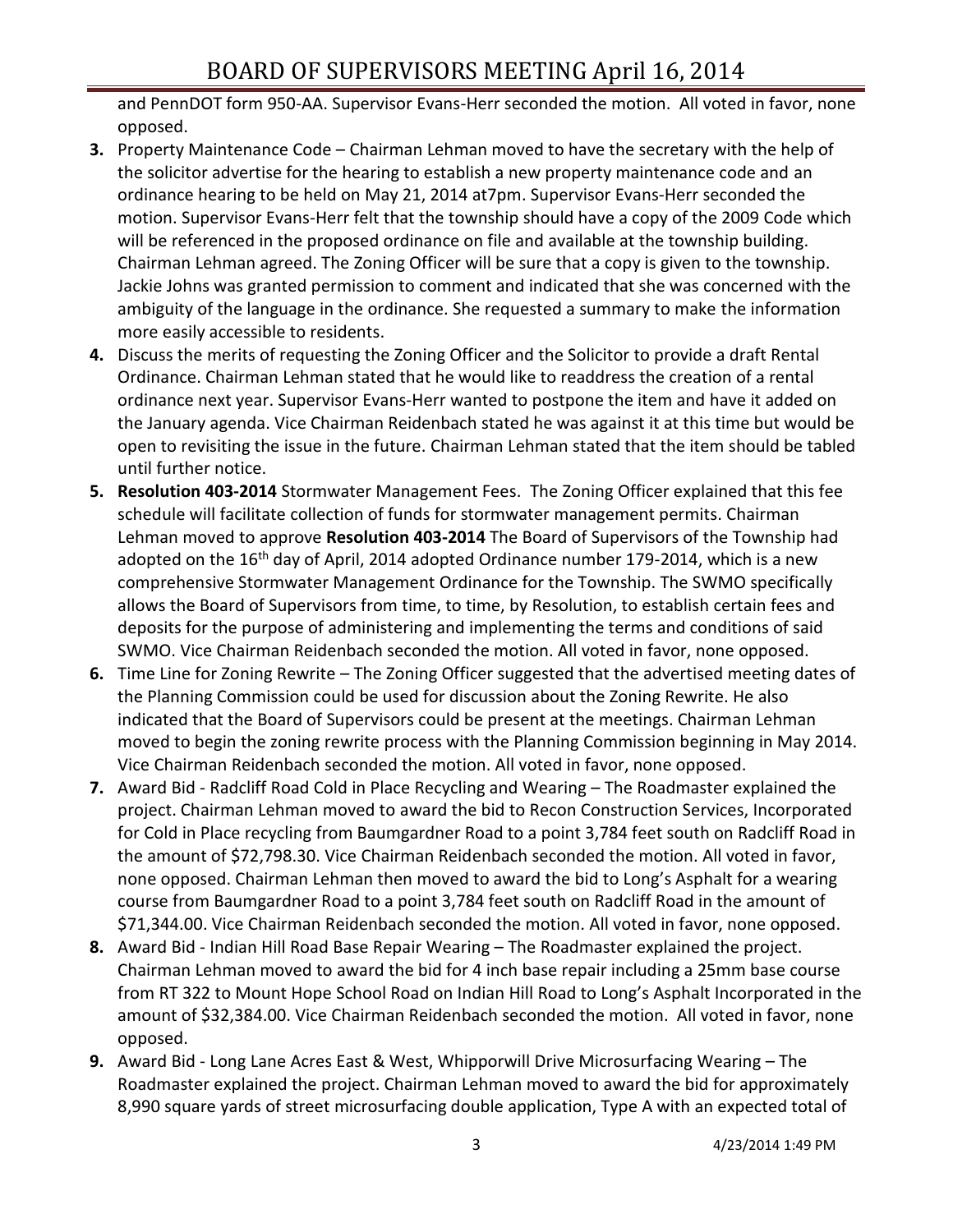and PennDOT form 950-AA. Supervisor Evans-Herr seconded the motion. All voted in favor, none opposed.

3. Property Maintenance Code – Chairman Lehman moved to have the secretary with the help of the solicitor advertise for the hearing to establish a new property maintenance code and an ordinance hearing to be held on May 21, 2014 at7pm. Supervisor Evans-Herr seconded the motion. Supervisor Evans-Herr felt that the township should have a copy of the 2009 Code which will be referenced in the proposed ordinance on file and available at the township building. Chairman Lehman agreed. The Zoning Officer will be sure that a copy is given to the township. Jackie Johns was granted permission to comment and indicated that she was concerned with the ambiguity of the language in the ordinance. She requested a summary to make the information more easily accessible to residents.
4. Discuss the merits of requesting the Zoning Officer and the Solicitor to provide a draft Rental Ordinance. Chairman Lehman stated that he would like to readdress the creation of a rental ordinance next year. Supervisor Evans-Herr wanted to postpone the item and have it added on the January agenda. Vice Chairman Reidenbach stated he was against it at this time but would be open to revisiting the issue in the future. Chairman Lehman stated that the item should be tabled until further notice.
5. **Resolution 403-2014** Stormwater Management Fees. The Zoning Officer explained that this fee schedule will facilitate collection of funds for stormwater management permits. Chairman Lehman moved to approve **Resolution 403-2014** The Board of Supervisors of the Township had adopted on the 16th day of April, 2014 adopted Ordinance number 179-2014, which is a new comprehensive Stormwater Management Ordinance for the Township. The SWMO specifically allows the Board of Supervisors from time, to time, by Resolution, to establish certain fees and deposits for the purpose of administering and implementing the terms and conditions of said SWMO. Vice Chairman Reidenbach seconded the motion. All voted in favor, none opposed.
6. Time Line for Zoning Rewrite – The Zoning Officer suggested that the advertised meeting dates of the Planning Commission could be used for discussion about the Zoning Rewrite. He also indicated that the Board of Supervisors could be present at the meetings. Chairman Lehman moved to begin the zoning rewrite process with the Planning Commission beginning in May 2014. Vice Chairman Reidenbach seconded the motion. All voted in favor, none opposed.
7. Award Bid - Radcliff Road Cold in Place Recycling and Wearing – The Roadmaster explained the project. Chairman Lehman moved to award the bid to Recon Construction Services, Incorporated for Cold in Place recycling from Baumgardner Road to a point 3,784 feet south on Radcliff Road in the amount of $72,798.30. Vice Chairman Reidenbach seconded the motion. All voted in favor, none opposed. Chairman Lehman then moved to award the bid to Long's Asphalt for a wearing course from Baumgardner Road to a point 3,784 feet south on Radcliff Road in the amount of $71,344.00. Vice Chairman Reidenbach seconded the motion. All voted in favor, none opposed.
8. Award Bid - Indian Hill Road Base Repair Wearing – The Roadmaster explained the project. Chairman Lehman moved to award the bid for 4 inch base repair including a 25mm base course from RT 322 to Mount Hope School Road on Indian Hill Road to Long's Asphalt Incorporated in the amount of $32,384.00. Vice Chairman Reidenbach seconded the motion. All voted in favor, none opposed.
9. Award Bid - Long Lane Acres East & West, Whipporwill Drive Microsurfacing Wearing – The Roadmaster explained the project. Chairman Lehman moved to award the bid for approximately 8,990 square yards of street microsurfacing double application, Type A with an expected total of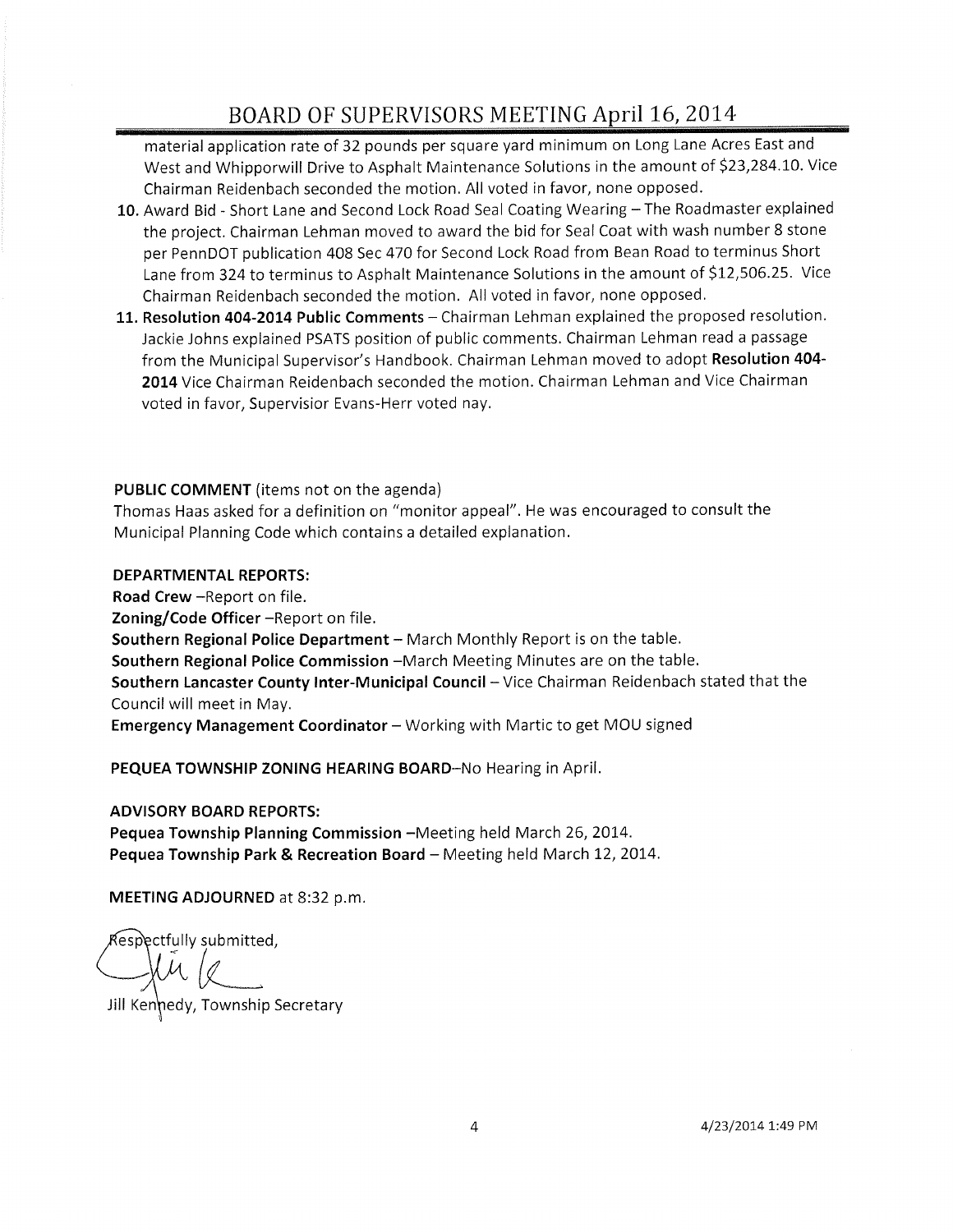material application rate of 32 pounds per square yard minimum on Long Lane Acres East and West and Whipporwill Drive to Asphalt Maintenance Solutions in the amount of $23,284.10. Vice Chairman Reidenbach seconded the motion. All voted in favor, none opposed.

10. Award Bid - Short Lane and Second Lock Road Seal Coating Wearing – The Roadmaster explained the project. Chairman Lehman moved to award the bid for Seal Coat with wash number 8 stone per PennDOT publication 408 Sec 470 for Second Lock Road from Bean Road to terminus Short Lane from 324 to terminus to Asphalt Maintenance Solutions in the amount of $12,506.25. Vice Chairman Reidenbach seconded the motion. All voted in favor, none opposed.
11. **Resolution 404-2014 Public Comments** – Chairman Lehman explained the proposed resolution. Jackie Johns explained PSATS position of public comments. Chairman Lehman read a passage from the Municipal Supervisor's Handbook. Chairman Lehman moved to adopt **Resolution 404-2014** Vice Chairman Reidenbach seconded the motion. Chairman Lehman and Vice Chairman voted in favor, Supervisior Evans-Herr voted nay.

**PUBLIC COMMENT** (items not on the agenda)

Thomas Haas asked for a definition on "monitor appeal". He was encouraged to consult the Municipal Planning Code which contains a detailed explanation.

**DEPARTMENTAL REPORTS:**

**Road Crew** –Report on file.

**Zoning/Code Officer** –Report on file.

**Southern Regional Police Department** – March Monthly Report is on the table.

**Southern Regional Police Commission** –March Meeting Minutes are on the table.

**Southern Lancaster County Inter-Municipal Council** – Vice Chairman Reidenbach stated that the Council will meet in May.

**Emergency Management Coordinator** – Working with Martic to get MOU signed

**PEQUEA TOWNSHIP ZONING HEARING BOARD**–No Hearing in April.

**ADVISORY BOARD REPORTS:**

**Pequea Township Planning Commission** –Meeting held March 26, 2014.

**Pequea Township Park & Recreation Board** – Meeting held March 12, 2014.

**MEETING ADJOURNED** at 8:32 p.m.

Respectfully submitted,

Jill Kennedy, Township Secretary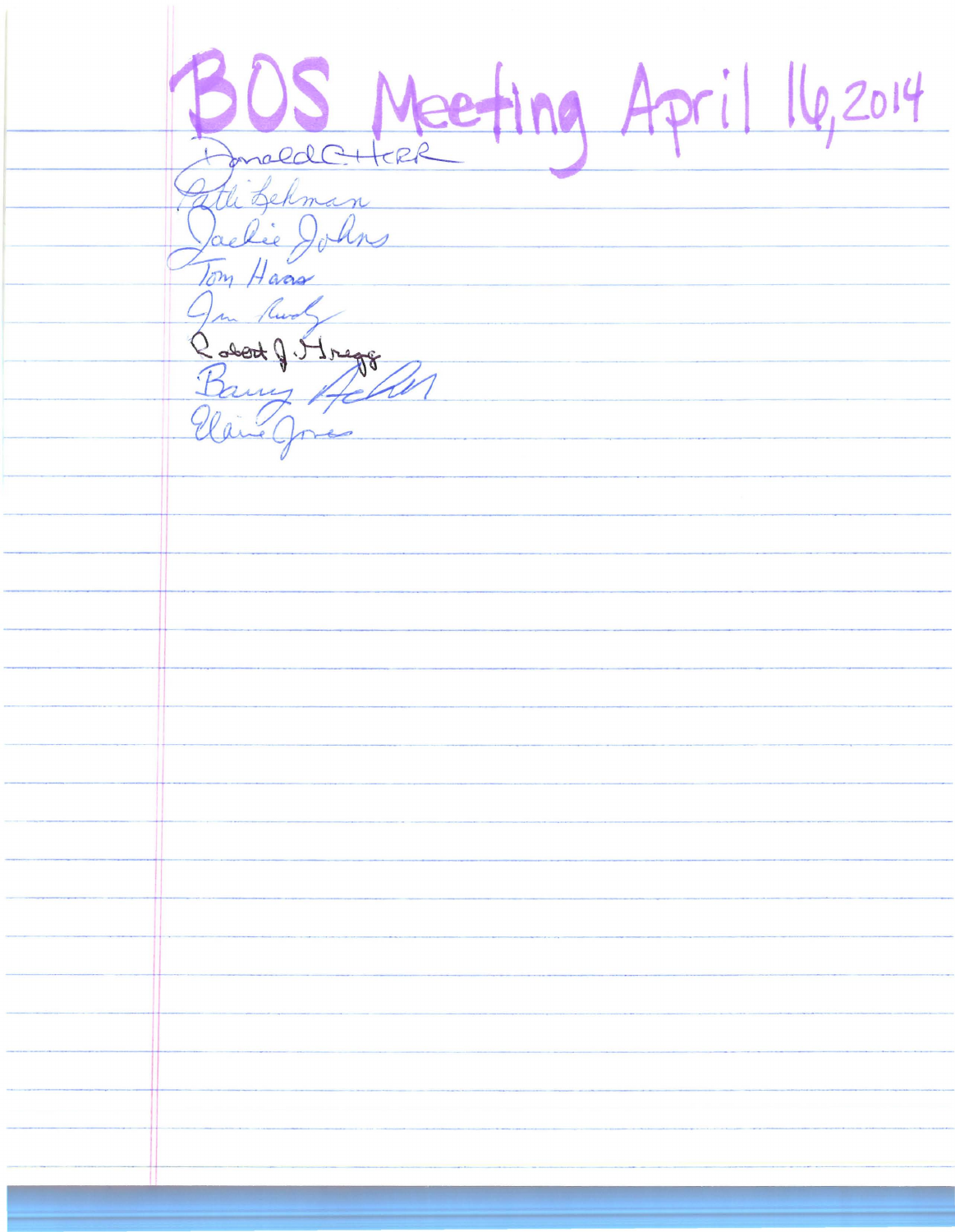# BOS Meeting April 16, 2014

Donald C. Herr

Patti Lehman

Jackie Johns

Tom Haas

Jim Rudy

Robert J. Gregg

Barry Acher

Elaine Jones